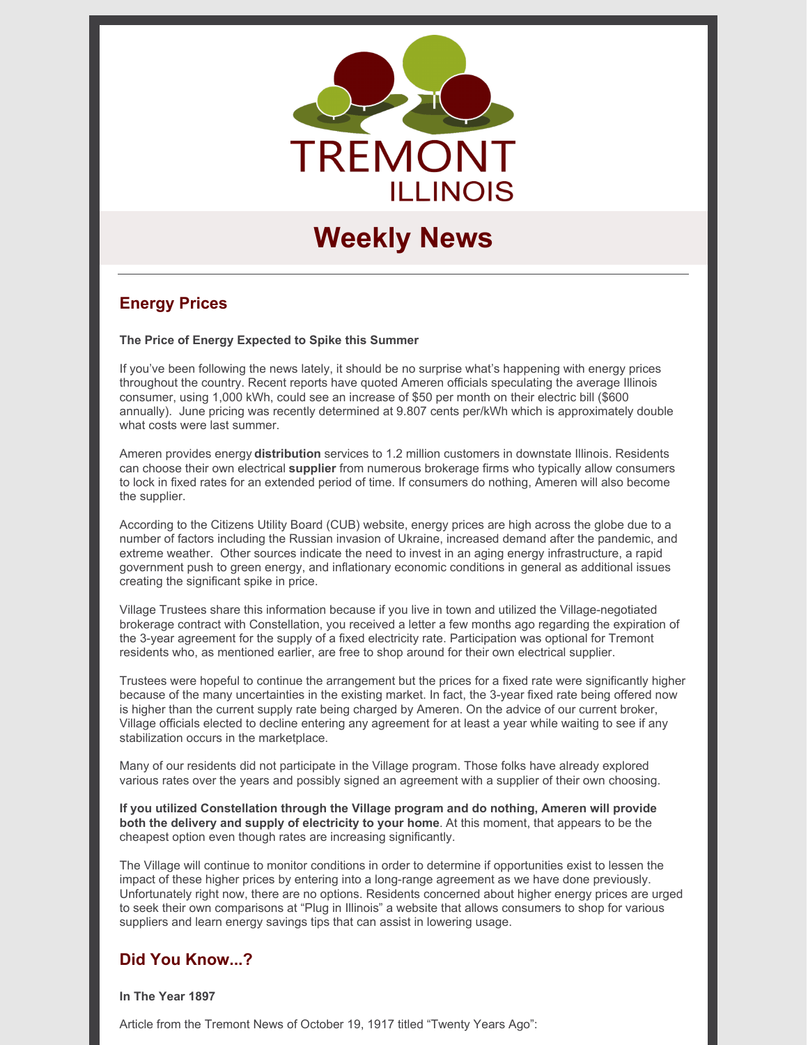TREMONT
ILLINOIS

# Weekly News

---

## Energy Prices

**The Price of Energy Expected to Spike this Summer**

If you've been following the news lately, it should be no surprise what's happening with energy prices throughout the country. Recent reports have quoted Ameren officials speculating the average Illinois consumer, using 1,000 kWh, could see an increase of $50 per month on their electric bill ($600 annually). June pricing was recently determined at 9.807 cents per/kWh which is approximately double what costs were last summer.

Ameren provides energy **distribution** services to 1.2 million customers in downstate Illinois. Residents can choose their own electrical **supplier** from numerous brokerage firms who typically allow consumers to lock in fixed rates for an extended period of time. If consumers do nothing, Ameren will also become the supplier.

According to the Citizens Utility Board (CUB) website, energy prices are high across the globe due to a number of factors including the Russian invasion of Ukraine, increased demand after the pandemic, and extreme weather. Other sources indicate the need to invest in an aging energy infrastructure, a rapid government push to green energy, and inflationary economic conditions in general as additional issues creating the significant spike in price.

Village Trustees share this information because if you live in town and utilized the Village-negotiated brokerage contract with Constellation, you received a letter a few months ago regarding the expiration of the 3-year agreement for the supply of a fixed electricity rate. Participation was optional for Tremont residents who, as mentioned earlier, are free to shop around for their own electrical supplier.

Trustees were hopeful to continue the arrangement but the prices for a fixed rate were significantly higher because of the many uncertainties in the existing market. In fact, the 3-year fixed rate being offered now is higher than the current supply rate being charged by Ameren. On the advice of our current broker, Village officials elected to decline entering any agreement for at least a year while waiting to see if any stabilization occurs in the marketplace.

Many of our residents did not participate in the Village program. Those folks have already explored various rates over the years and possibly signed an agreement with a supplier of their own choosing.

**If you utilized Constellation through the Village program and do nothing, Ameren will provide both the delivery and supply of electricity to your home**. At this moment, that appears to be the cheapest option even though rates are increasing significantly.

The Village will continue to monitor conditions in order to determine if opportunities exist to lessen the impact of these higher prices by entering into a long-range agreement as we have done previously. Unfortunately right now, there are no options. Residents concerned about higher energy prices are urged to seek their own comparisons at "Plug in Illinois" a website that allows consumers to shop for various suppliers and learn energy savings tips that can assist in lowering usage.

## Did You Know...?

**In The Year 1897**

Article from the Tremont News of October 19, 1917 titled "Twenty Years Ago":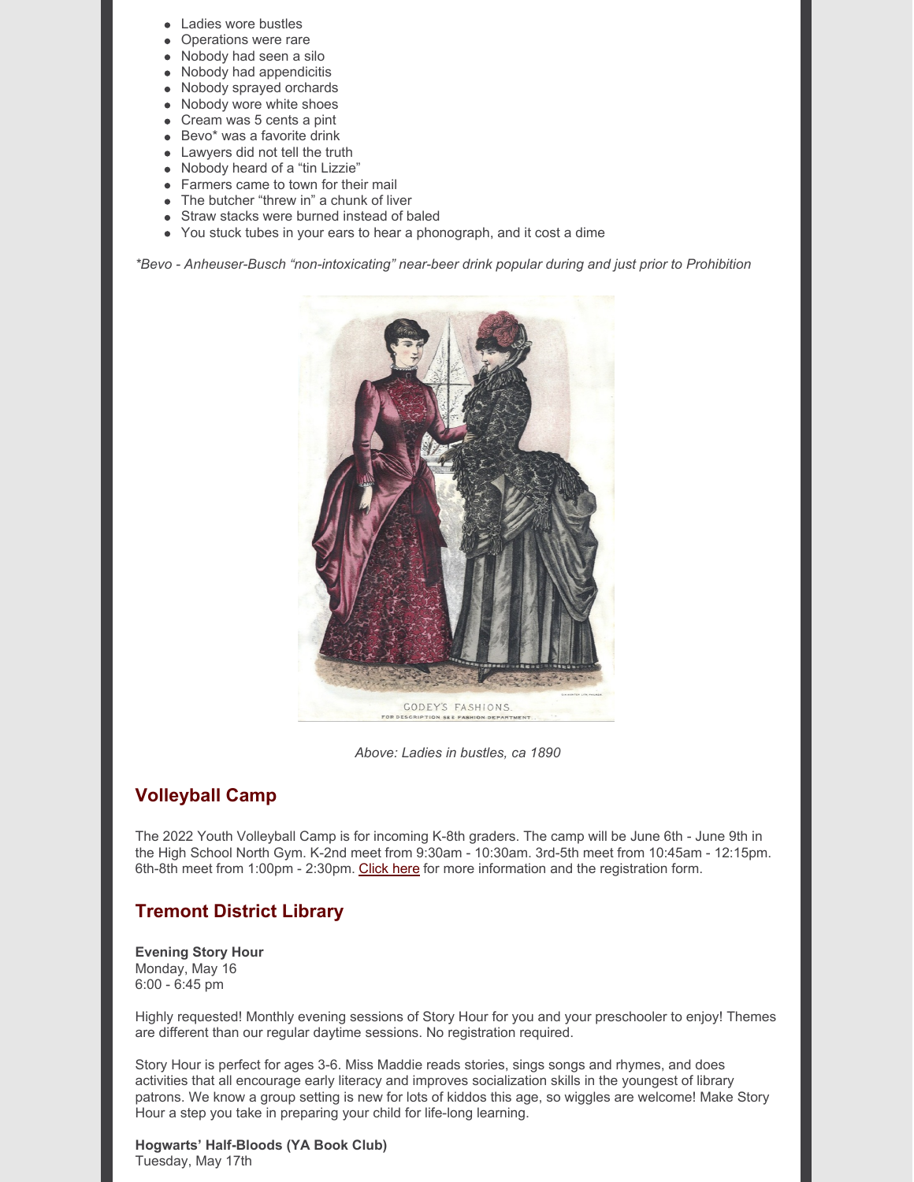- Ladies wore bustles
- Operations were rare
- Nobody had seen a silo
- Nobody had appendicitis
- Nobody sprayed orchards
- Nobody wore white shoes
- Cream was 5 cents a pint
- Bevo* was a favorite drink
- Lawyers did not tell the truth
- Nobody heard of a "tin Lizzie"
- Farmers came to town for their mail
- The butcher "threw in" a chunk of liver
- Straw stacks were burned instead of baled
- You stuck tubes in your ears to hear a phonograph, and it cost a dime

*\*Bevo - Anheuser-Busch "non-intoxicating" near-beer drink popular during and just prior to Prohibition*

*Above: Ladies in bustles, ca 1890*

## Volleyball Camp

The 2022 Youth Volleyball Camp is for incoming K-8th graders. The camp will be June 6th - June 9th in the High School North Gym. K-2nd meet from 9:30am - 10:30am. 3rd-5th meet from 10:45am - 12:15pm. 6th-8th meet from 1:00pm - 2:30pm. Click here for more information and the registration form.

## Tremont District Library

**Evening Story Hour**
Monday, May 16
6:00 - 6:45 pm

Highly requested! Monthly evening sessions of Story Hour for you and your preschooler to enjoy! Themes are different than our regular daytime sessions. No registration required.

Story Hour is perfect for ages 3-6. Miss Maddie reads stories, sings songs and rhymes, and does activities that all encourage early literacy and improves socialization skills in the youngest of library patrons. We know a group setting is new for lots of kiddos this age, so wiggles are welcome! Make Story Hour a step you take in preparing your child for life-long learning.

**Hogwarts' Half-Bloods (YA Book Club)**
Tuesday, May 17th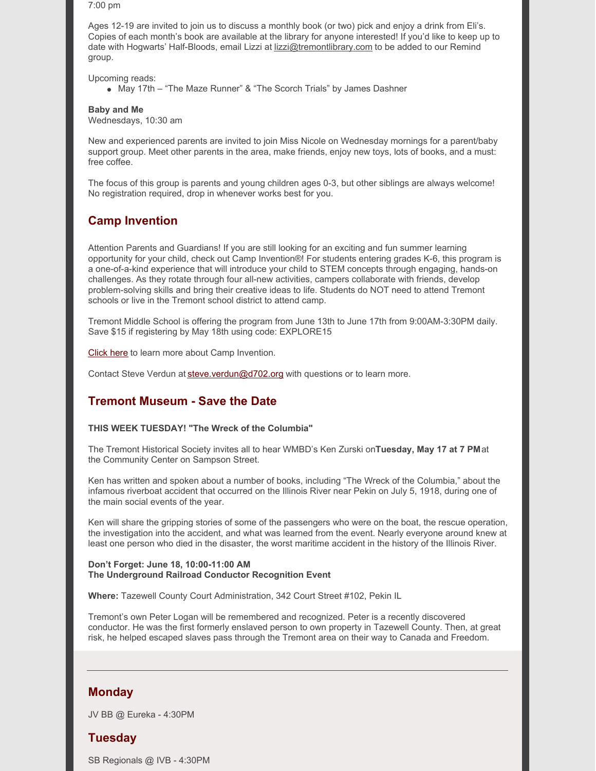7:00 pm

Ages 12-19 are invited to join us to discuss a monthly book (or two) pick and enjoy a drink from Eli's. Copies of each month's book are available at the library for anyone interested! If you'd like to keep up to date with Hogwarts' Half-Bloods, email Lizzi at lizzi@tremontlibrary.com to be added to our Remind group.

Upcoming reads:

- May 17th – "The Maze Runner" & "The Scorch Trials" by James Dashner

**Baby and Me**
Wednesdays, 10:30 am

New and experienced parents are invited to join Miss Nicole on Wednesday mornings for a parent/baby support group. Meet other parents in the area, make friends, enjoy new toys, lots of books, and a must: free coffee.

The focus of this group is parents and young children ages 0-3, but other siblings are always welcome! No registration required, drop in whenever works best for you.

## Camp Invention

Attention Parents and Guardians! If you are still looking for an exciting and fun summer learning opportunity for your child, check out Camp Invention®! For students entering grades K-6, this program is a one-of-a-kind experience that will introduce your child to STEM concepts through engaging, hands-on challenges. As they rotate through four all-new activities, campers collaborate with friends, develop problem-solving skills and bring their creative ideas to life. Students do NOT need to attend Tremont schools or live in the Tremont school district to attend camp.

Tremont Middle School is offering the program from June 13th to June 17th from 9:00AM-3:30PM daily. Save $15 if registering by May 18th using code: EXPLORE15

Click here to learn more about Camp Invention.

Contact Steve Verdun at steve.verdun@d702.org with questions or to learn more.

## Tremont Museum - Save the Date

**THIS WEEK TUESDAY! "The Wreck of the Columbia"**

The Tremont Historical Society invites all to hear WMBD's Ken Zurski on **Tuesday, May 17 at 7 PM** at the Community Center on Sampson Street.

Ken has written and spoken about a number of books, including "The Wreck of the Columbia," about the infamous riverboat accident that occurred on the Illinois River near Pekin on July 5, 1918, during one of the main social events of the year.

Ken will share the gripping stories of some of the passengers who were on the boat, the rescue operation, the investigation into the accident, and what was learned from the event. Nearly everyone around knew at least one person who died in the disaster, the worst maritime accident in the history of the Illinois River.

**Don't Forget: June 18, 10:00-11:00 AM**
**The Underground Railroad Conductor Recognition Event**

**Where:** Tazewell County Court Administration, 342 Court Street #102, Pekin IL

Tremont's own Peter Logan will be remembered and recognized. Peter is a recently discovered conductor. He was the first formerly enslaved person to own property in Tazewell County. Then, at great risk, he helped escaped slaves pass through the Tremont area on their way to Canada and Freedom.

---

## Monday

JV BB @ Eureka - 4:30PM

## Tuesday

SB Regionals @ IVB - 4:30PM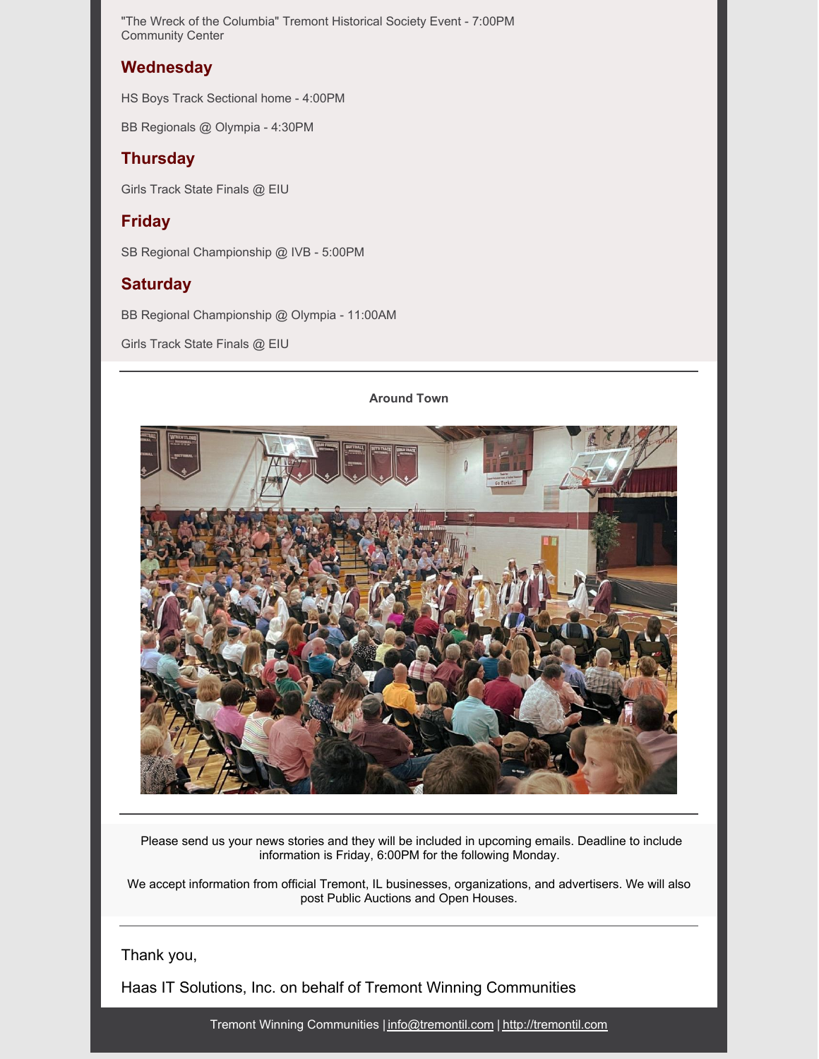"The Wreck of the Columbia" Tremont Historical Society Event - 7:00PM
Community Center

## Wednesday

HS Boys Track Sectional home - 4:00PM

BB Regionals @ Olympia - 4:30PM

## Thursday

Girls Track State Finals @ EIU

## Friday

SB Regional Championship @ IVB - 5:00PM

## Saturday

BB Regional Championship @ Olympia - 11:00AM

Girls Track State Finals @ EIU

---

**Around Town**

---

Please send us your news stories and they will be included in upcoming emails. Deadline to include information is Friday, 6:00PM for the following Monday.

We accept information from official Tremont, IL businesses, organizations, and advertisers. We will also post Public Auctions and Open Houses.

---

Thank you,

Haas IT Solutions, Inc. on behalf of Tremont Winning Communities

Tremont Winning Communities | info@tremontil.com | http://tremontil.com